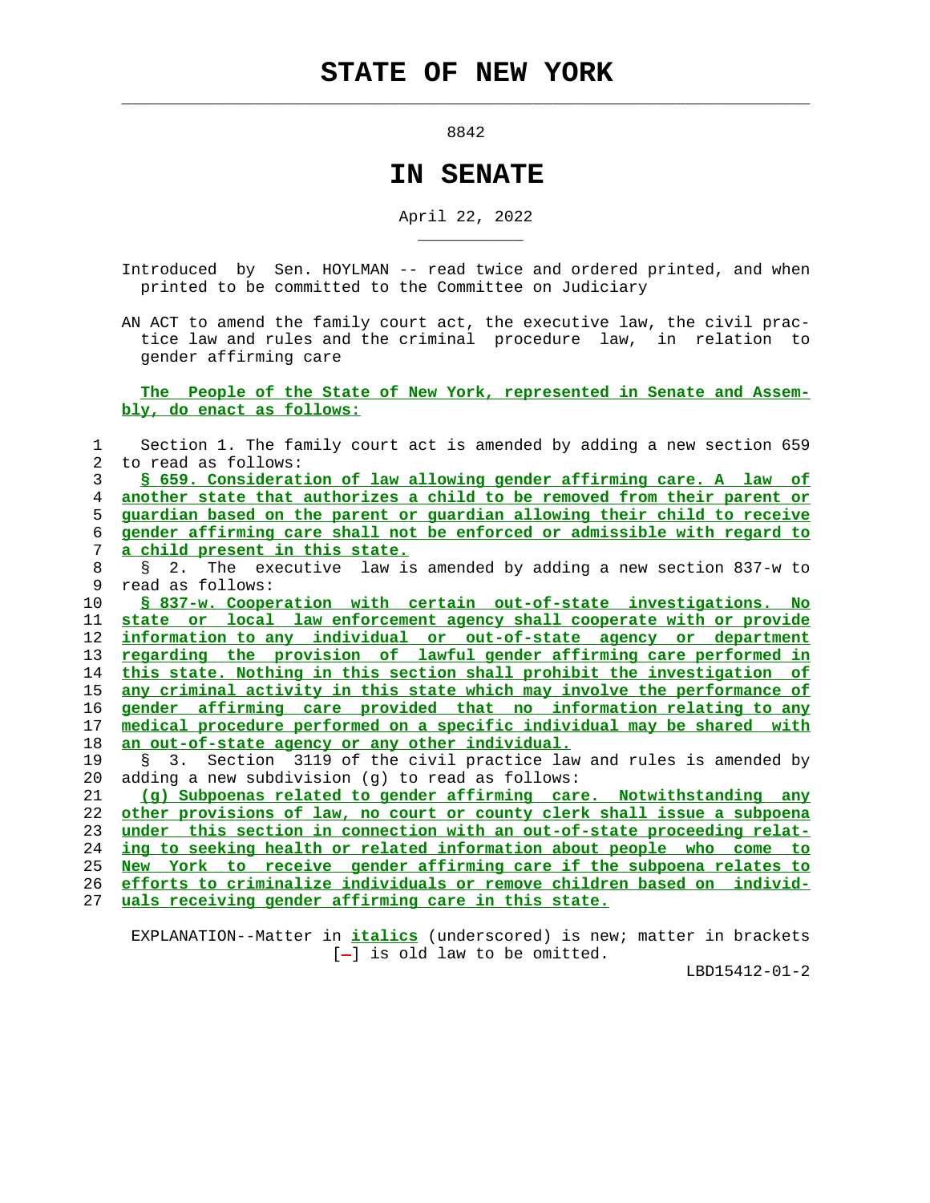# STATE OF NEW YORK

8842

# IN SENATE

April 22, 2022

Introduced by Sen. HOYLMAN -- read twice and ordered printed, and when printed to be committed to the Committee on Judiciary

AN ACT to amend the family court act, the executive law, the civil practice law and rules and the criminal procedure law, in relation to gender affirming care

**The People of the State of New York, represented in Senate and Assembly, do enact as follows:**

1 Section 1. The family court act is amended by adding a new section 659
2 to read as follows:
3 **§ 659. Consideration of law allowing gender affirming care. A law of**
4 **another state that authorizes a child to be removed from their parent or**
5 **guardian based on the parent or guardian allowing their child to receive**
6 **gender affirming care shall not be enforced or admissible with regard to**
7 **a child present in this state.**
8 § 2. The executive law is amended by adding a new section 837-w to
9 read as follows:
10 **§ 837-w. Cooperation with certain out-of-state investigations. No**
11 **state or local law enforcement agency shall cooperate with or provide**
12 **information to any individual or out-of-state agency or department**
13 **regarding the provision of lawful gender affirming care performed in**
14 **this state. Nothing in this section shall prohibit the investigation of**
15 **any criminal activity in this state which may involve the performance of**
16 **gender affirming care provided that no information relating to any**
17 **medical procedure performed on a specific individual may be shared with**
18 **an out-of-state agency or any other individual.**
19 § 3. Section 3119 of the civil practice law and rules is amended by
20 adding a new subdivision (g) to read as follows:
21 **(g) Subpoenas related to gender affirming care. Notwithstanding any**
22 **other provisions of law, no court or county clerk shall issue a subpoena**
23 **under this section in connection with an out-of-state proceeding relat-**
24 **ing to seeking health or related information about people who come to**
25 **New York to receive gender affirming care if the subpoena relates to**
26 **efforts to criminalize individuals or remove children based on individ-**
27 **uals receiving gender affirming care in this state.**

EXPLANATION--Matter in ***italics*** (underscored) is new; matter in brackets [-] is old law to be omitted.

LBD15412-01-2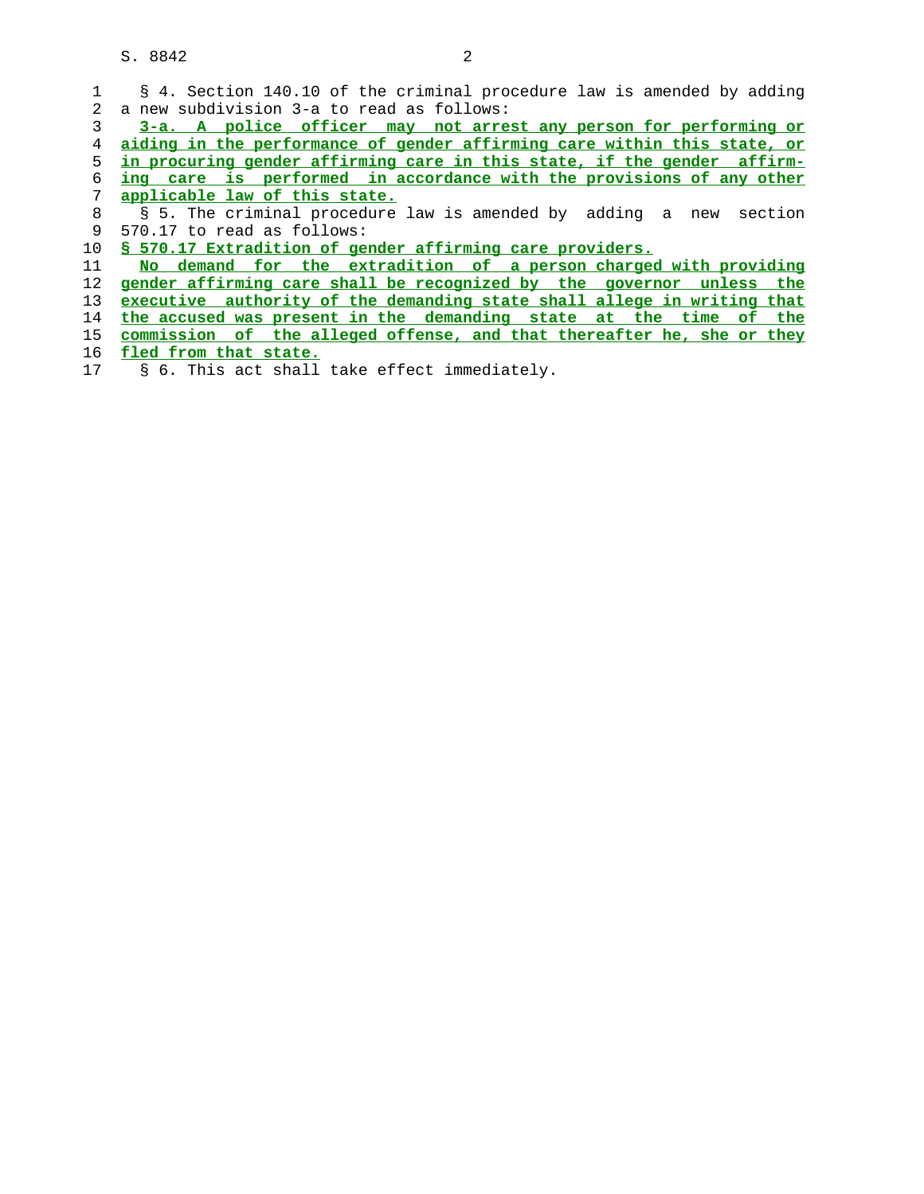§ 4. Section 140.10 of the criminal procedure law is amended by adding a new subdivision 3-a to read as follows:

3-a. A police officer may not arrest any person for performing or aiding in the performance of gender affirming care within this state, or in procuring gender affirming care in this state, if the gender affirming care is performed in accordance with the provisions of any other applicable law of this state.

§ 5. The criminal procedure law is amended by adding a new section 570.17 to read as follows:

§ 570.17 Extradition of gender affirming care providers.

No demand for the extradition of a person charged with providing gender affirming care shall be recognized by the governor unless the executive authority of the demanding state shall allege in writing that the accused was present in the demanding state at the time of the commission of the alleged offense, and that thereafter he, she or they fled from that state.

§ 6. This act shall take effect immediately.